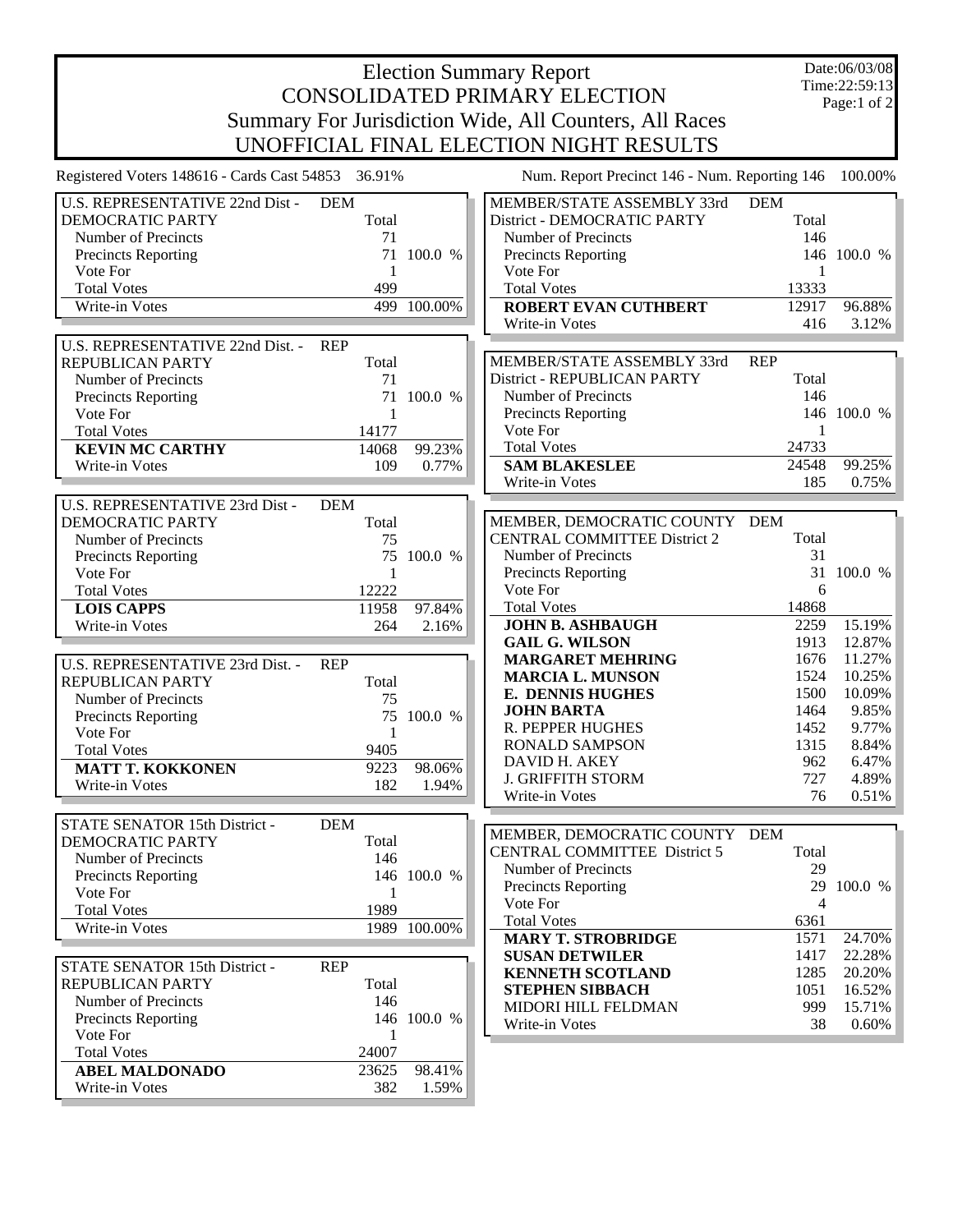# Election Summary Report

## CONSOLIDATED PRIMARY ELECTION

## Summary For Jurisdiction Wide, All Counters, All Races

## UNOFFICIAL FINAL ELECTION NIGHT RESULTS

Date:06/03/08
Time:22:59:13

Registered Voters 148616 - Cards Cast 54853 36.91%

Num. Report Precinct 146 - Num. Reporting 146 100.00%

### U.S. REPRESENTATIVE 22nd Dist - DEMOCRATIC PARTY (DEM)

| | Total | |
|---|---|---|
| Number of Precincts | 71 | |
| Precincts Reporting | 71 | 100.0 % |
| Vote For | 1 | |
| Total Votes | 499 | |
| Write-in Votes | 499 | 100.00% |

### U.S. REPRESENTATIVE 22nd Dist. - REPUBLICAN PARTY (REP)

| | Total | |
|---|---|---|
| Number of Precincts | 71 | |
| Precincts Reporting | 71 | 100.0 % |
| Vote For | 1 | |
| Total Votes | 14177 | |
| **KEVIN MC CARTHY** | 14068 | 99.23% |
| Write-in Votes | 109 | 0.77% |

### U.S. REPRESENTATIVE 23rd Dist - DEMOCRATIC PARTY (DEM)

| | Total | |
|---|---|---|
| Number of Precincts | 75 | |
| Precincts Reporting | 75 | 100.0 % |
| Vote For | 1 | |
| Total Votes | 12222 | |
| **LOIS CAPPS** | 11958 | 97.84% |
| Write-in Votes | 264 | 2.16% |

### U.S. REPRESENTATIVE 23rd Dist. - REPUBLICAN PARTY (REP)

| | Total | |
|---|---|---|
| Number of Precincts | 75 | |
| Precincts Reporting | 75 | 100.0 % |
| Vote For | 1 | |
| Total Votes | 9405 | |
| **MATT T. KOKKONEN** | 9223 | 98.06% |
| Write-in Votes | 182 | 1.94% |

### STATE SENATOR 15th District - DEMOCRATIC PARTY (DEM)

| | Total | |
|---|---|---|
| Number of Precincts | 146 | |
| Precincts Reporting | 146 | 100.0 % |
| Vote For | 1 | |
| Total Votes | 1989 | |
| Write-in Votes | 1989 | 100.00% |

### STATE SENATOR 15th District - REPUBLICAN PARTY (REP)

| | Total | |
|---|---|---|
| Number of Precincts | 146 | |
| Precincts Reporting | 146 | 100.0 % |
| Vote For | 1 | |
| Total Votes | 24007 | |
| **ABEL MALDONADO** | 23625 | 98.41% |
| Write-in Votes | 382 | 1.59% |

### MEMBER/STATE ASSEMBLY 33rd District - DEMOCRATIC PARTY (DEM)

| | Total | |
|---|---|---|
| Number of Precincts | 146 | |
| Precincts Reporting | 146 | 100.0 % |
| Vote For | 1 | |
| Total Votes | 13333 | |
| **ROBERT EVAN CUTHBERT** | 12917 | 96.88% |
| Write-in Votes | 416 | 3.12% |

### MEMBER/STATE ASSEMBLY 33rd District - REPUBLICAN PARTY (REP)

| | Total | |
|---|---|---|
| Number of Precincts | 146 | |
| Precincts Reporting | 146 | 100.0 % |
| Vote For | 1 | |
| Total Votes | 24733 | |
| **SAM BLAKESLEE** | 24548 | 99.25% |
| Write-in Votes | 185 | 0.75% |

### MEMBER, DEMOCRATIC COUNTY CENTRAL COMMITTEE District 2 (DEM)

| | Total | |
|---|---|---|
| Number of Precincts | 31 | |
| Precincts Reporting | 31 | 100.0 % |
| Vote For | 6 | |
| Total Votes | 14868 | |
| **JOHN B. ASHBAUGH** | 2259 | 15.19% |
| **GAIL G. WILSON** | 1913 | 12.87% |
| **MARGARET MEHRING** | 1676 | 11.27% |
| **MARCIA L. MUNSON** | 1524 | 10.25% |
| **E. DENNIS HUGHES** | 1500 | 10.09% |
| **JOHN BARTA** | 1464 | 9.85% |
| R. PEPPER HUGHES | 1452 | 9.77% |
| RONALD SAMPSON | 1315 | 8.84% |
| DAVID H. AKEY | 962 | 6.47% |
| J. GRIFFITH STORM | 727 | 4.89% |
| Write-in Votes | 76 | 0.51% |

### MEMBER, DEMOCRATIC COUNTY CENTRAL COMMITTEE District 5 (DEM)

| | Total | |
|---|---|---|
| Number of Precincts | 29 | |
| Precincts Reporting | 29 | 100.0 % |
| Vote For | 4 | |
| Total Votes | 6361 | |
| **MARY T. STROBRIDGE** | 1571 | 24.70% |
| **SUSAN DETWILER** | 1417 | 22.28% |
| **KENNETH SCOTLAND** | 1285 | 20.20% |
| **STEPHEN SIBBACH** | 1051 | 16.52% |
| MIDORI HILL FELDMAN | 999 | 15.71% |
| Write-in Votes | 38 | 0.60% |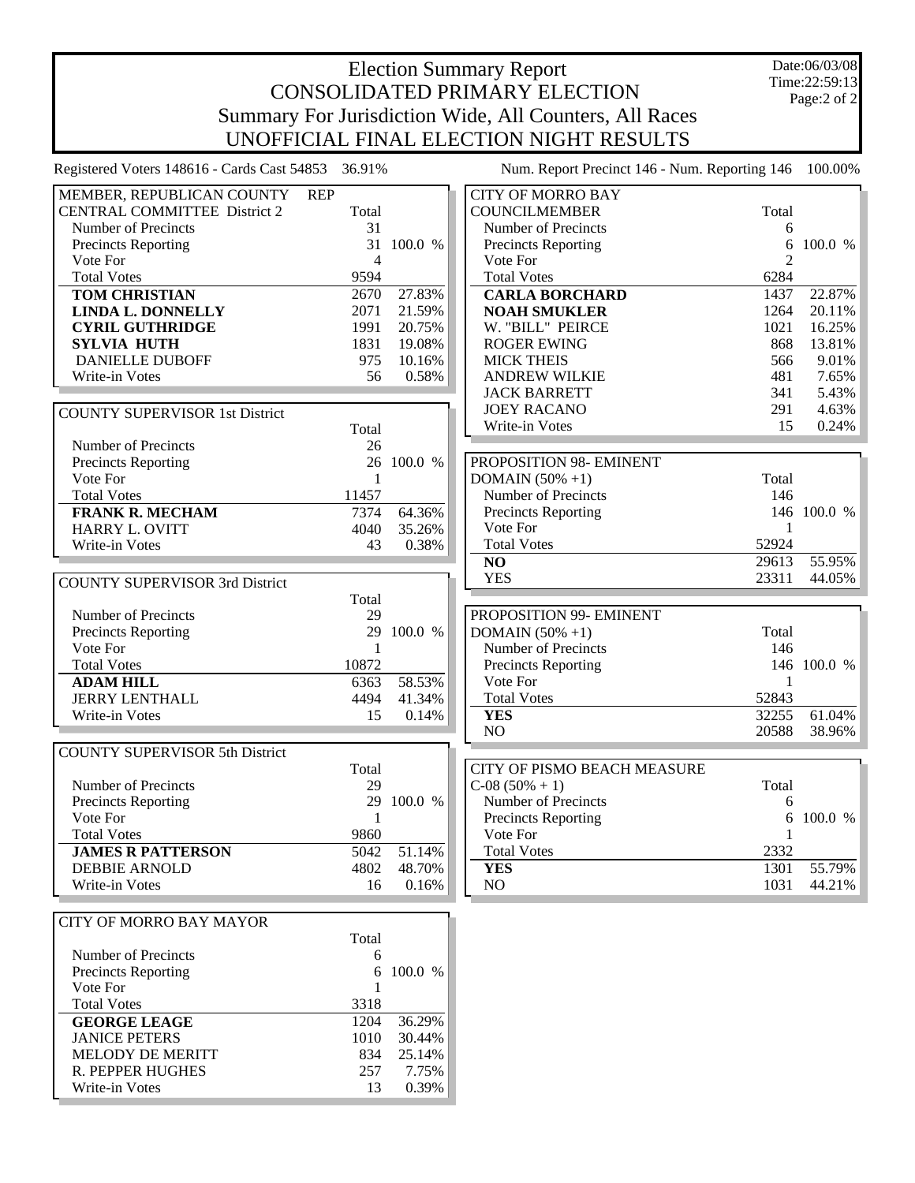# Election Summary Report

## CONSOLIDATED PRIMARY ELECTION

## Summary For Jurisdiction Wide, All Counters, All Races

## UNOFFICIAL FINAL ELECTION NIGHT RESULTS

Date:06/03/08
Time:22:59:13

Registered Voters 148616 - Cards Cast 54853 36.91%

Num. Report Precinct 146 - Num. Reporting 146 100.00%

| MEMBER, REPUBLICAN COUNTY CENTRAL COMMITTEE District 2 REP | Total | |
|---|---|---|
| Number of Precincts | 31 | |
| Precincts Reporting | 31 | 100.0 % |
| Vote For | 4 | |
| Total Votes | 9594 | |
| **TOM CHRISTIAN** | 2670 | 27.83% |
| **LINDA L. DONNELLY** | 2071 | 21.59% |
| **CYRIL GUTHRIDGE** | 1991 | 20.75% |
| **SYLVIA HUTH** | 1831 | 19.08% |
| DANIELLE DUBOFF | 975 | 10.16% |
| Write-in Votes | 56 | 0.58% |

| COUNTY SUPERVISOR 1st District | Total | |
|---|---|---|
| Number of Precincts | 26 | |
| Precincts Reporting | 26 | 100.0 % |
| Vote For | 1 | |
| Total Votes | 11457 | |
| **FRANK R. MECHAM** | 7374 | 64.36% |
| HARRY L. OVITT | 4040 | 35.26% |
| Write-in Votes | 43 | 0.38% |

| COUNTY SUPERVISOR 3rd District | Total | |
|---|---|---|
| Number of Precincts | 29 | |
| Precincts Reporting | 29 | 100.0 % |
| Vote For | 1 | |
| Total Votes | 10872 | |
| **ADAM HILL** | 6363 | 58.53% |
| JERRY LENTHALL | 4494 | 41.34% |
| Write-in Votes | 15 | 0.14% |

| COUNTY SUPERVISOR 5th District | Total | |
|---|---|---|
| Number of Precincts | 29 | |
| Precincts Reporting | 29 | 100.0 % |
| Vote For | 1 | |
| Total Votes | 9860 | |
| **JAMES R PATTERSON** | 5042 | 51.14% |
| DEBBIE ARNOLD | 4802 | 48.70% |
| Write-in Votes | 16 | 0.16% |

| CITY OF MORRO BAY MAYOR | Total | |
|---|---|---|
| Number of Precincts | 6 | |
| Precincts Reporting | 6 | 100.0 % |
| Vote For | 1 | |
| Total Votes | 3318 | |
| **GEORGE LEAGE** | 1204 | 36.29% |
| JANICE PETERS | 1010 | 30.44% |
| MELODY DE MERITT | 834 | 25.14% |
| R. PEPPER HUGHES | 257 | 7.75% |
| Write-in Votes | 13 | 0.39% |

| CITY OF MORRO BAY COUNCILMEMBER | Total | |
|---|---|---|
| Number of Precincts | 6 | |
| Precincts Reporting | 6 | 100.0 % |
| Vote For | 2 | |
| Total Votes | 6284 | |
| **CARLA BORCHARD** | 1437 | 22.87% |
| **NOAH SMUKLER** | 1264 | 20.11% |
| W. "BILL" PEIRCE | 1021 | 16.25% |
| ROGER EWING | 868 | 13.81% |
| MICK THEIS | 566 | 9.01% |
| ANDREW WILKIE | 481 | 7.65% |
| JACK BARRETT | 341 | 5.43% |
| JOEY RACANO | 291 | 4.63% |
| Write-in Votes | 15 | 0.24% |

| PROPOSITION 98- EMINENT DOMAIN (50% +1) | Total | |
|---|---|---|
| Number of Precincts | 146 | |
| Precincts Reporting | 146 | 100.0 % |
| Vote For | 1 | |
| Total Votes | 52924 | |
| **NO** | 29613 | 55.95% |
| YES | 23311 | 44.05% |

| PROPOSITION 99- EMINENT DOMAIN (50% +1) | Total | |
|---|---|---|
| Number of Precincts | 146 | |
| Precincts Reporting | 146 | 100.0 % |
| Vote For | 1 | |
| Total Votes | 52843 | |
| **YES** | 32255 | 61.04% |
| NO | 20588 | 38.96% |

| CITY OF PISMO BEACH MEASURE C-08 (50% + 1) | Total | |
|---|---|---|
| Number of Precincts | 6 | |
| Precincts Reporting | 6 | 100.0 % |
| Vote For | 1 | |
| Total Votes | 2332 | |
| **YES** | 1301 | 55.79% |
| NO | 1031 | 44.21% |